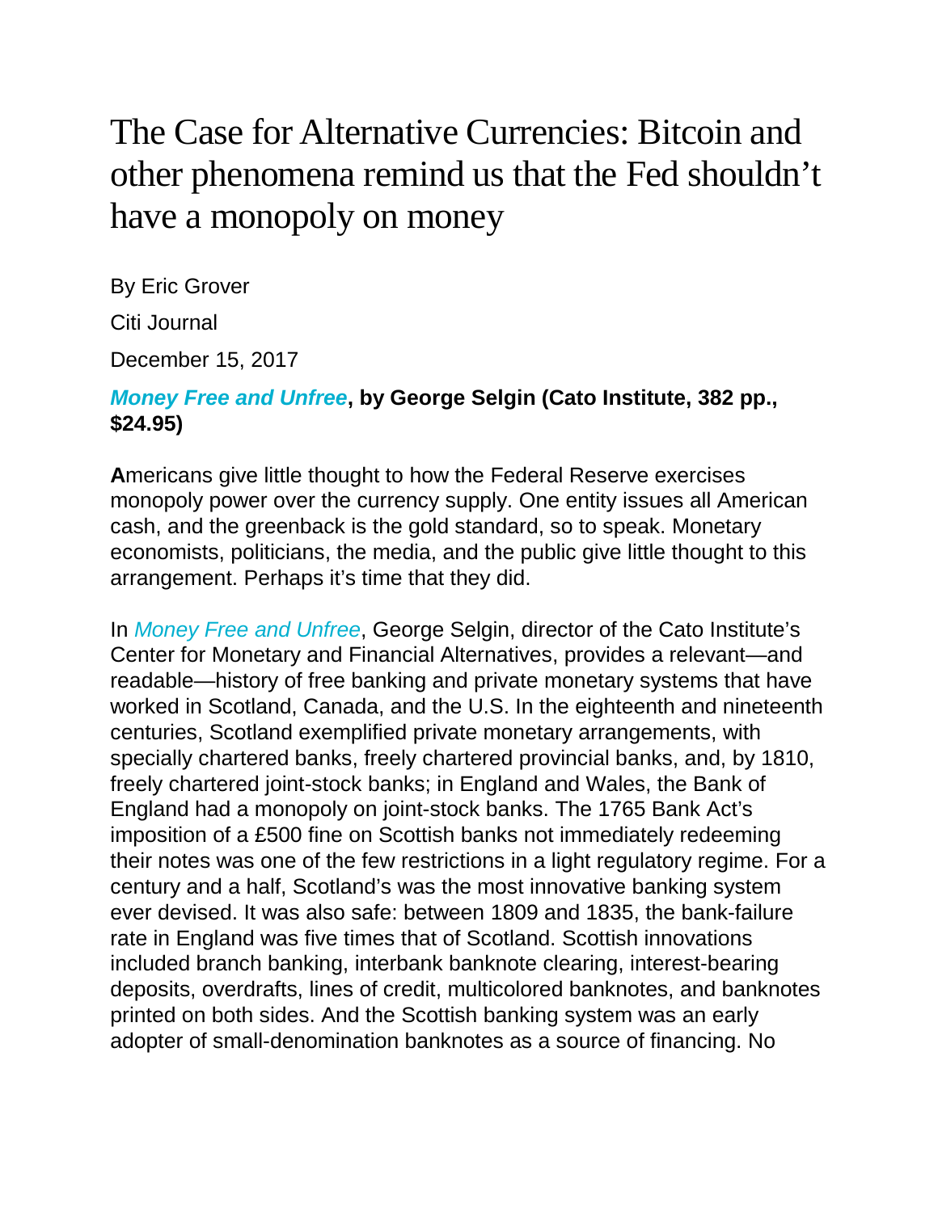# The Case for Alternative Currencies: Bitcoin and other phenomena remind us that the Fed shouldn't have a monopoly on money

By Eric Grover

Citi Journal

December 15, 2017

***Money Free and Unfree*, by George Selgin (Cato Institute, 382 pp., $24.95)**

**A**mericans give little thought to how the Federal Reserve exercises monopoly power over the currency supply. One entity issues all American cash, and the greenback is the gold standard, so to speak. Monetary economists, politicians, the media, and the public give little thought to this arrangement. Perhaps it's time that they did.

In *Money Free and Unfree*, George Selgin, director of the Cato Institute's Center for Monetary and Financial Alternatives, provides a relevant—and readable—history of free banking and private monetary systems that have worked in Scotland, Canada, and the U.S. In the eighteenth and nineteenth centuries, Scotland exemplified private monetary arrangements, with specially chartered banks, freely chartered provincial banks, and, by 1810, freely chartered joint-stock banks; in England and Wales, the Bank of England had a monopoly on joint-stock banks. The 1765 Bank Act's imposition of a £500 fine on Scottish banks not immediately redeeming their notes was one of the few restrictions in a light regulatory regime. For a century and a half, Scotland's was the most innovative banking system ever devised. It was also safe: between 1809 and 1835, the bank-failure rate in England was five times that of Scotland. Scottish innovations included branch banking, interbank banknote clearing, interest-bearing deposits, overdrafts, lines of credit, multicolored banknotes, and banknotes printed on both sides. And the Scottish banking system was an early adopter of small-denomination banknotes as a source of financing. No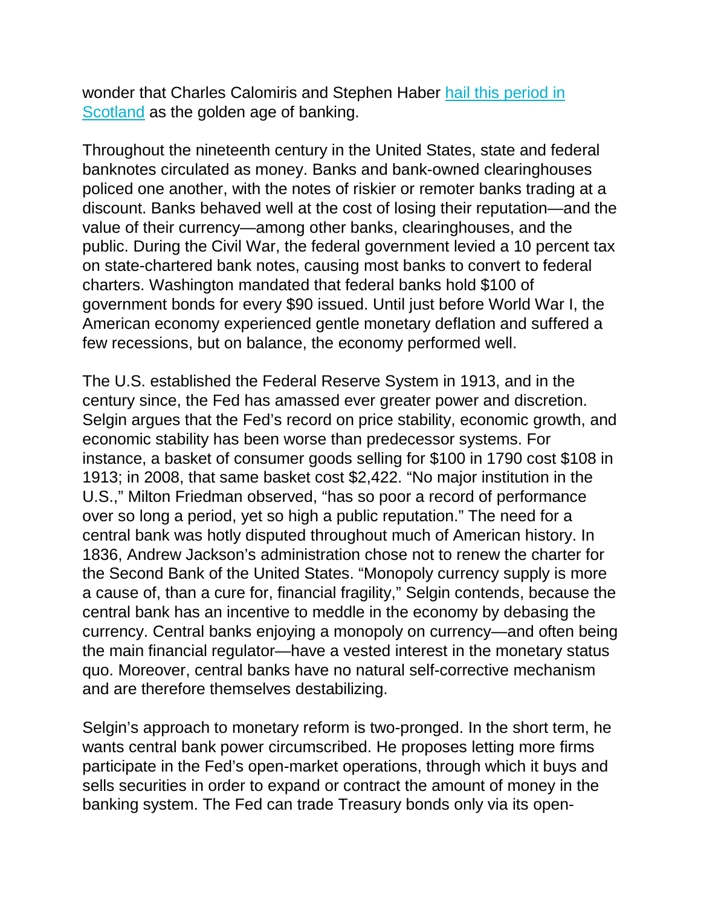wonder that Charles Calomiris and Stephen Haber [hail this period in Scotland] as the golden age of banking.

Throughout the nineteenth century in the United States, state and federal banknotes circulated as money. Banks and bank-owned clearinghouses policed one another, with the notes of riskier or remoter banks trading at a discount. Banks behaved well at the cost of losing their reputation—and the value of their currency—among other banks, clearinghouses, and the public. During the Civil War, the federal government levied a 10 percent tax on state-chartered bank notes, causing most banks to convert to federal charters. Washington mandated that federal banks hold $100 of government bonds for every $90 issued. Until just before World War I, the American economy experienced gentle monetary deflation and suffered a few recessions, but on balance, the economy performed well.

The U.S. established the Federal Reserve System in 1913, and in the century since, the Fed has amassed ever greater power and discretion. Selgin argues that the Fed's record on price stability, economic growth, and economic stability has been worse than predecessor systems. For instance, a basket of consumer goods selling for $100 in 1790 cost $108 in 1913; in 2008, that same basket cost $2,422. "No major institution in the U.S.," Milton Friedman observed, "has so poor a record of performance over so long a period, yet so high a public reputation." The need for a central bank was hotly disputed throughout much of American history. In 1836, Andrew Jackson's administration chose not to renew the charter for the Second Bank of the United States. "Monopoly currency supply is more a cause of, than a cure for, financial fragility," Selgin contends, because the central bank has an incentive to meddle in the economy by debasing the currency. Central banks enjoying a monopoly on currency—and often being the main financial regulator—have a vested interest in the monetary status quo. Moreover, central banks have no natural self-corrective mechanism and are therefore themselves destabilizing.

Selgin's approach to monetary reform is two-pronged. In the short term, he wants central bank power circumscribed. He proposes letting more firms participate in the Fed's open-market operations, through which it buys and sells securities in order to expand or contract the amount of money in the banking system. The Fed can trade Treasury bonds only via its open-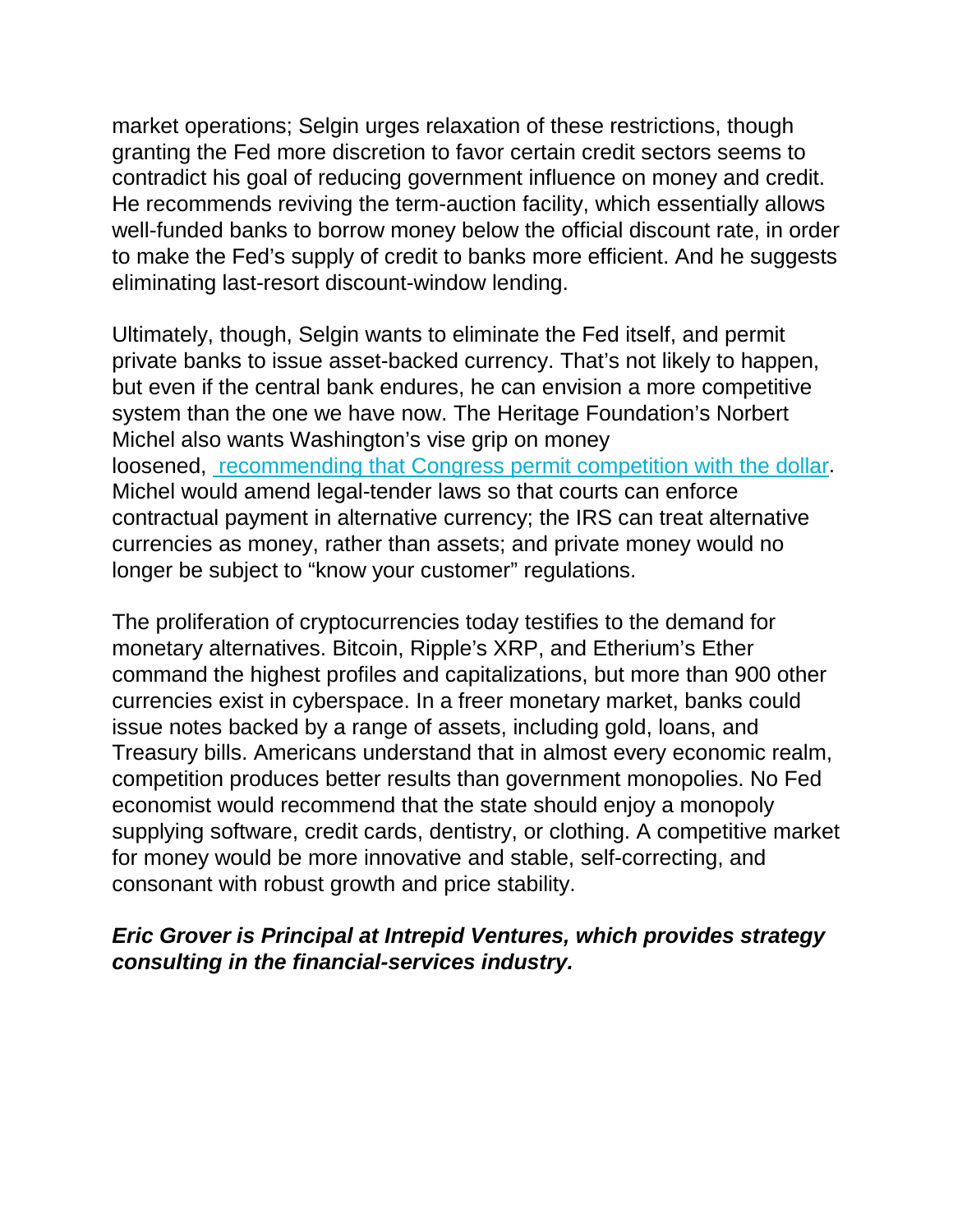market operations; Selgin urges relaxation of these restrictions, though granting the Fed more discretion to favor certain credit sectors seems to contradict his goal of reducing government influence on money and credit. He recommends reviving the term-auction facility, which essentially allows well-funded banks to borrow money below the official discount rate, in order to make the Fed's supply of credit to banks more efficient. And he suggests eliminating last-resort discount-window lending.

Ultimately, though, Selgin wants to eliminate the Fed itself, and permit private banks to issue asset-backed currency. That's not likely to happen, but even if the central bank endures, he can envision a more competitive system than the one we have now. The Heritage Foundation's Norbert Michel also wants Washington's vise grip on money loosened, recommending that Congress permit competition with the dollar. Michel would amend legal-tender laws so that courts can enforce contractual payment in alternative currency; the IRS can treat alternative currencies as money, rather than assets; and private money would no longer be subject to "know your customer" regulations.

The proliferation of cryptocurrencies today testifies to the demand for monetary alternatives. Bitcoin, Ripple's XRP, and Etherium's Ether command the highest profiles and capitalizations, but more than 900 other currencies exist in cyberspace. In a freer monetary market, banks could issue notes backed by a range of assets, including gold, loans, and Treasury bills. Americans understand that in almost every economic realm, competition produces better results than government monopolies. No Fed economist would recommend that the state should enjoy a monopoly supplying software, credit cards, dentistry, or clothing. A competitive market for money would be more innovative and stable, self-correcting, and consonant with robust growth and price stability.

***Eric Grover is Principal at Intrepid Ventures, which provides strategy consulting in the financial-services industry.***